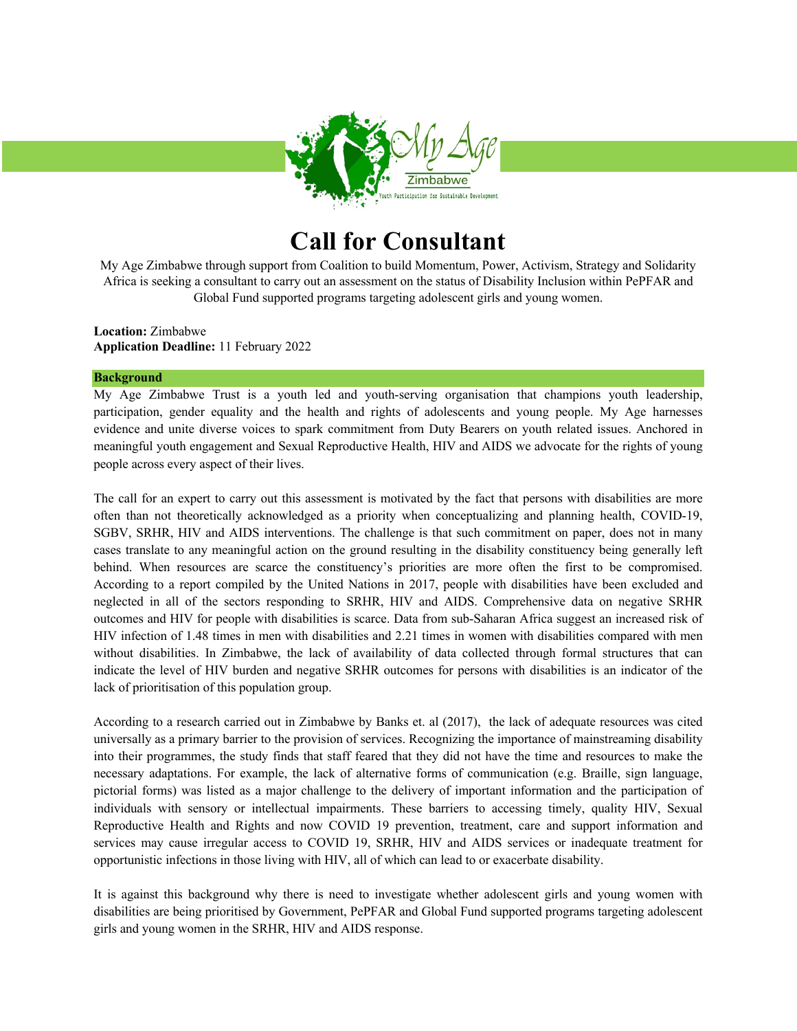# Call for Consultant

My Age Zimbabwe through support from Coalition to build Momentum, Power, Activism, Strategy and Solidarity Africa is seeking a consultant to carry out an assessment on the status of Disability Inclusion within PePFAR and Global Fund supported programs targeting adolescent girls and young women.

**Location:** Zimbabwe
**Application Deadline:** 11 February 2022

## Background

My Age Zimbabwe Trust is a youth led and youth-serving organisation that champions youth leadership, participation, gender equality and the health and rights of adolescents and young people. My Age harnesses evidence and unite diverse voices to spark commitment from Duty Bearers on youth related issues. Anchored in meaningful youth engagement and Sexual Reproductive Health, HIV and AIDS we advocate for the rights of young people across every aspect of their lives.

The call for an expert to carry out this assessment is motivated by the fact that persons with disabilities are more often than not theoretically acknowledged as a priority when conceptualizing and planning health, COVID-19, SGBV, SRHR, HIV and AIDS interventions. The challenge is that such commitment on paper, does not in many cases translate to any meaningful action on the ground resulting in the disability constituency being generally left behind. When resources are scarce the constituency's priorities are more often the first to be compromised. According to a report compiled by the United Nations in 2017, people with disabilities have been excluded and neglected in all of the sectors responding to SRHR, HIV and AIDS. Comprehensive data on negative SRHR outcomes and HIV for people with disabilities is scarce. Data from sub-Saharan Africa suggest an increased risk of HIV infection of 1.48 times in men with disabilities and 2.21 times in women with disabilities compared with men without disabilities. In Zimbabwe, the lack of availability of data collected through formal structures that can indicate the level of HIV burden and negative SRHR outcomes for persons with disabilities is an indicator of the lack of prioritisation of this population group.

According to a research carried out in Zimbabwe by Banks et. al (2017), the lack of adequate resources was cited universally as a primary barrier to the provision of services. Recognizing the importance of mainstreaming disability into their programmes, the study finds that staff feared that they did not have the time and resources to make the necessary adaptations. For example, the lack of alternative forms of communication (e.g. Braille, sign language, pictorial forms) was listed as a major challenge to the delivery of important information and the participation of individuals with sensory or intellectual impairments. These barriers to accessing timely, quality HIV, Sexual Reproductive Health and Rights and now COVID 19 prevention, treatment, care and support information and services may cause irregular access to COVID 19, SRHR, HIV and AIDS services or inadequate treatment for opportunistic infections in those living with HIV, all of which can lead to or exacerbate disability.

It is against this background why there is need to investigate whether adolescent girls and young women with disabilities are being prioritised by Government, PePFAR and Global Fund supported programs targeting adolescent girls and young women in the SRHR, HIV and AIDS response.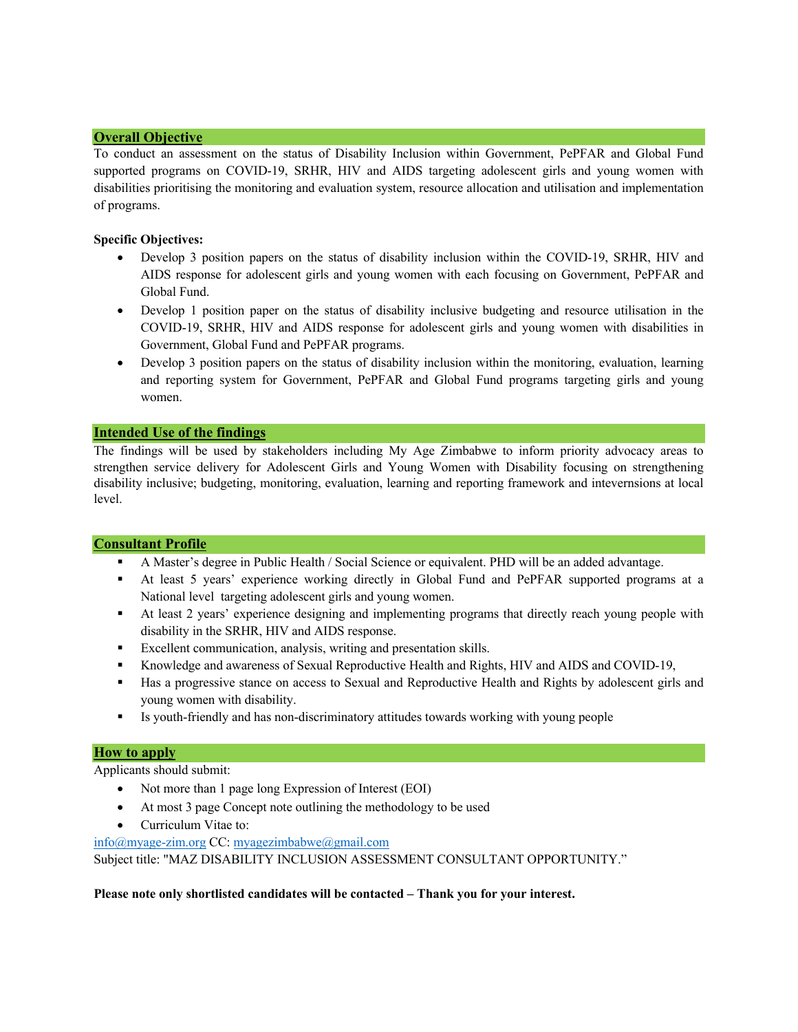## Overall Objective

To conduct an assessment on the status of Disability Inclusion within Government, PePFAR and Global Fund supported programs on COVID-19, SRHR, HIV and AIDS targeting adolescent girls and young women with disabilities prioritising the monitoring and evaluation system, resource allocation and utilisation and implementation of programs.

**Specific Objectives:**

- Develop 3 position papers on the status of disability inclusion within the COVID-19, SRHR, HIV and AIDS response for adolescent girls and young women with each focusing on Government, PePFAR and Global Fund.
- Develop 1 position paper on the status of disability inclusive budgeting and resource utilisation in the COVID-19, SRHR, HIV and AIDS response for adolescent girls and young women with disabilities in Government, Global Fund and PePFAR programs.
- Develop 3 position papers on the status of disability inclusion within the monitoring, evaluation, learning and reporting system for Government, PePFAR and Global Fund programs targeting girls and young women.

## Intended Use of the findings

The findings will be used by stakeholders including My Age Zimbabwe to inform priority advocacy areas to strengthen service delivery for Adolescent Girls and Young Women with Disability focusing on strengthening disability inclusive; budgeting, monitoring, evaluation, learning and reporting framework and inteverns​ions at local level.

## Consultant Profile

- A Master's degree in Public Health / Social Science or equivalent. PHD will be an added advantage.
- At least 5 years' experience working directly in Global Fund and PePFAR supported programs at a National level targeting adolescent girls and young women.
- At least 2 years' experience designing and implementing programs that directly reach young people with disability in the SRHR, HIV and AIDS response.
- Excellent communication, analysis, writing and presentation skills.
- Knowledge and awareness of Sexual Reproductive Health and Rights, HIV and AIDS and COVID-19,
- Has a progressive stance on access to Sexual and Reproductive Health and Rights by adolescent girls and young women with disability.
- Is youth-friendly and has non-discriminatory attitudes towards working with young people

## How to apply

Applicants should submit:

- Not more than 1 page long Expression of Interest (EOI)
- At most 3 page Concept note outlining the methodology to be used
- Curriculum Vitae to:

info@myage-zim.org CC: myagezimbabwe@gmail.com

Subject title: "MAZ DISABILITY INCLUSION ASSESSMENT CONSULTANT OPPORTUNITY."

**Please note only shortlisted candidates will be contacted – Thank you for your interest.**